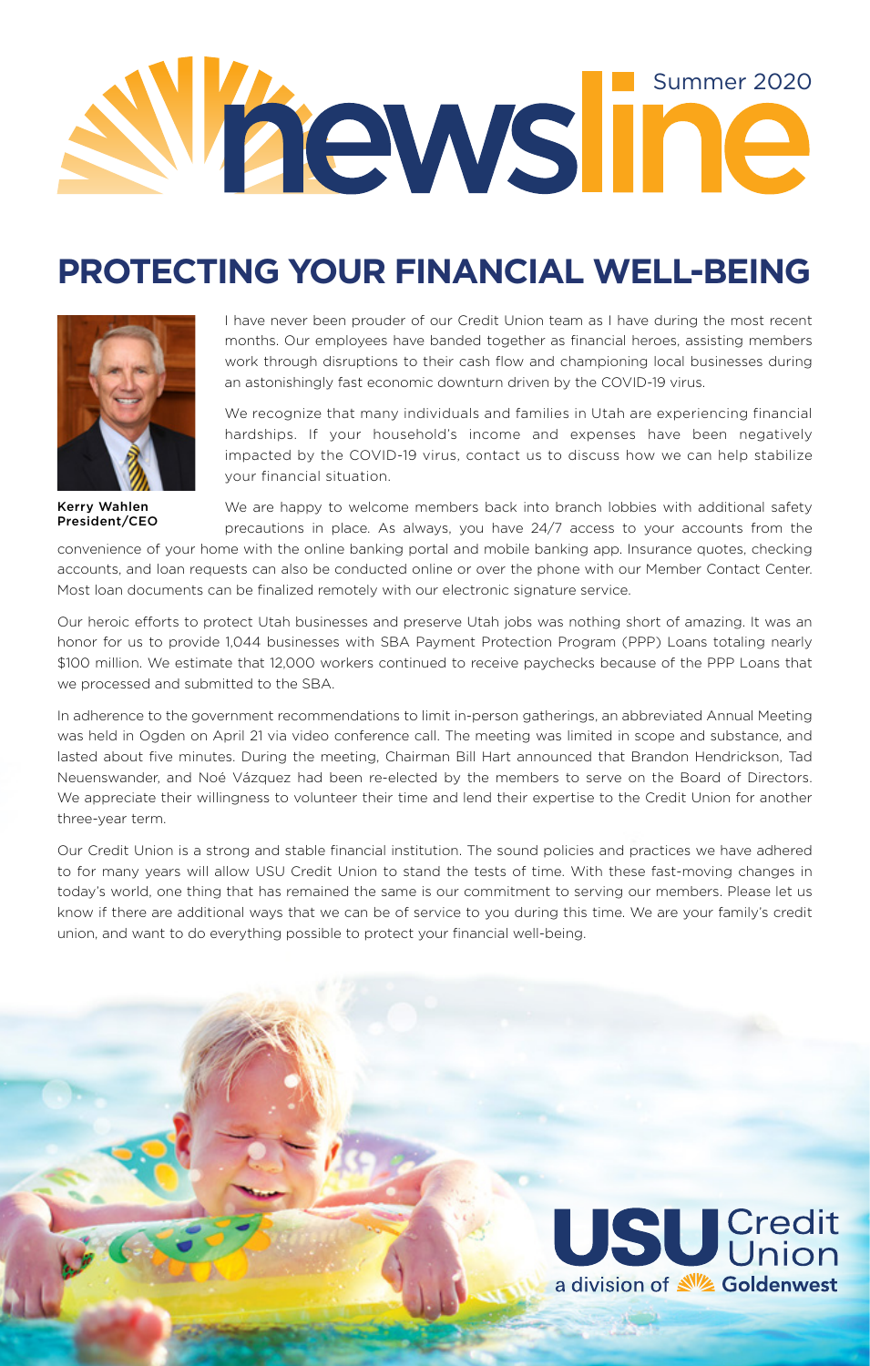# newsline

Summer 2020

## PROTECTING YOUR FINANCIAL WELL-BEING

I have never been prouder of our Credit Union team as I have during the most recent months. Our employees have banded together as financial heroes, assisting members work through disruptions to their cash flow and championing local businesses during an astonishingly fast economic downturn driven by the COVID-19 virus.

We recognize that many individuals and families in Utah are experiencing financial hardships. If your household's income and expenses have been negatively impacted by the COVID-19 virus, contact us to discuss how we can help stabilize your financial situation.

**Kerry Wahlen**
**President/CEO**

We are happy to welcome members back into branch lobbies with additional safety precautions in place. As always, you have 24/7 access to your accounts from the convenience of your home with the online banking portal and mobile banking app. Insurance quotes, checking accounts, and loan requests can also be conducted online or over the phone with our Member Contact Center. Most loan documents can be finalized remotely with our electronic signature service.

Our heroic efforts to protect Utah businesses and preserve Utah jobs was nothing short of amazing. It was an honor for us to provide 1,044 businesses with SBA Payment Protection Program (PPP) Loans totaling nearly $100 million. We estimate that 12,000 workers continued to receive paychecks because of the PPP Loans that we processed and submitted to the SBA.

In adherence to the government recommendations to limit in-person gatherings, an abbreviated Annual Meeting was held in Ogden on April 21 via video conference call. The meeting was limited in scope and substance, and lasted about five minutes. During the meeting, Chairman Bill Hart announced that Brandon Hendrickson, Tad Neuenswander, and Noé Vázquez had been re-elected by the members to serve on the Board of Directors. We appreciate their willingness to volunteer their time and lend their expertise to the Credit Union for another three-year term.

Our Credit Union is a strong and stable financial institution. The sound policies and practices we have adhered to for many years will allow USU Credit Union to stand the tests of time. With these fast-moving changes in today's world, one thing that has remained the same is our commitment to serving our members. Please let us know if there are additional ways that we can be of service to you during this time. We are your family's credit union, and want to do everything possible to protect your financial well-being.

USU Credit Union
a division of Goldenwest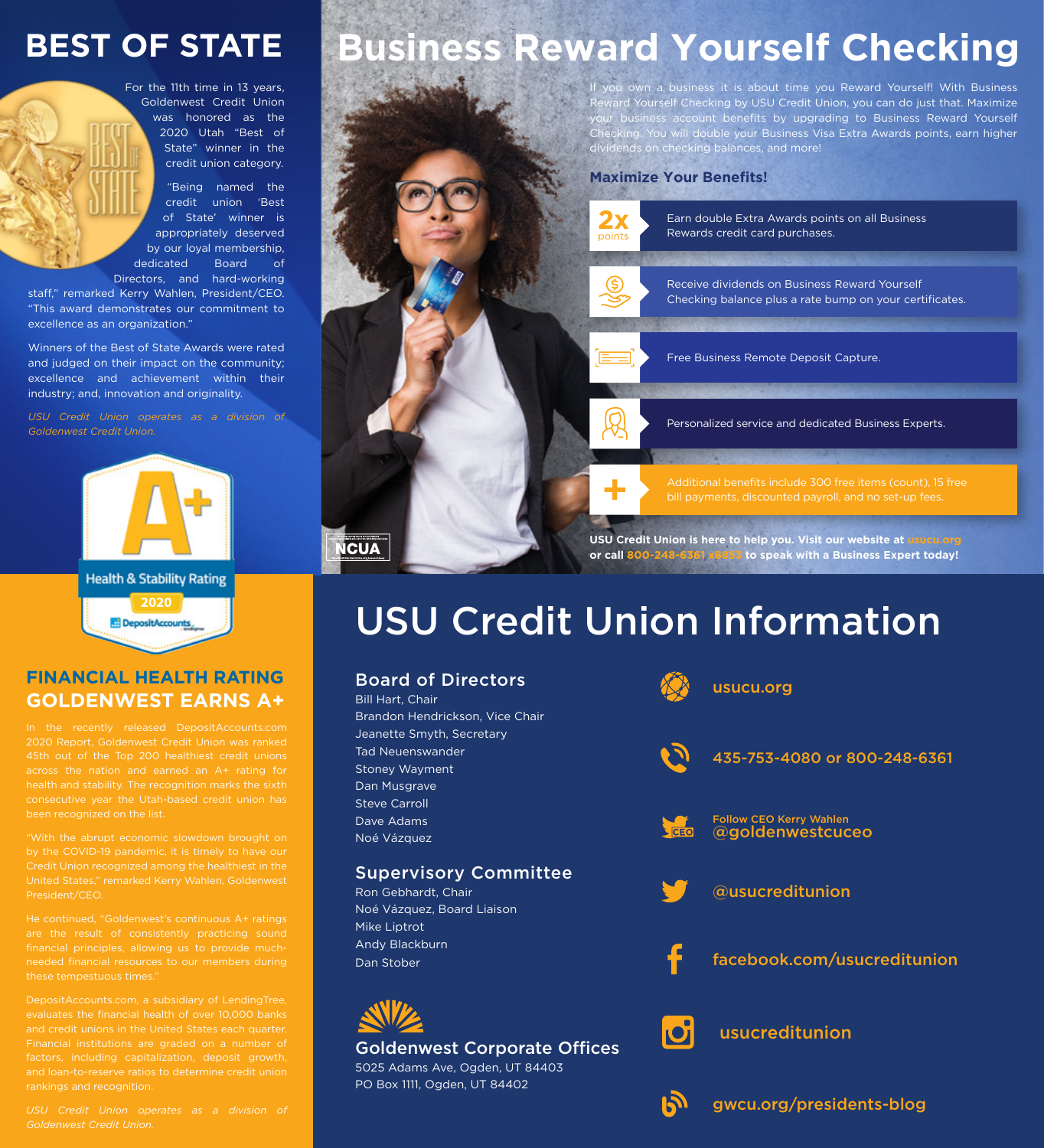# BEST OF STATE

For the 11th time in 13 years, Goldenwest Credit Union was honored as the 2020 Utah "Best of State" winner in the credit union category.

"Being named the credit union 'Best of State' winner is appropriately deserved by our loyal membership, dedicated Board of Directors, and hard-working staff," remarked Kerry Wahlen, President/CEO. "This award demonstrates our commitment to excellence as an organization."

Winners of the Best of State Awards were rated and judged on their impact on the community; excellence and achievement within their industry; and, innovation and originality.

*USU Credit Union operates as a division of Goldenwest Credit Union.*

A+ Health & Stability Rating 2020 DepositAccounts

## FINANCIAL HEALTH RATING GOLDENWEST EARNS A+

In the recently released DepositAccounts.com 2020 Report, Goldenwest Credit Union was ranked 45th out of the Top 200 healthiest credit unions across the nation and earned an A+ rating for health and stability. The recognition marks the sixth consecutive year the Utah-based credit union has been recognized on the list.

"With the abrupt economic slowdown brought on by the COVID-19 pandemic, it is timely to have our Credit Union recognized among the healthiest in the United States," remarked Kerry Wahlen, Goldenwest President/CEO.

He continued, "Goldenwest's continuous A+ ratings are the result of consistently practicing sound financial principles, allowing us to provide much-needed financial resources to our members during these tempestuous times."

DepositAccounts.com, a subsidiary of LendingTree, evaluates the financial health of over 10,000 banks and credit unions in the United States each quarter. Financial institutions are graded on a number of factors, including capitalization, deposit growth, and loan-to-reserve ratios to determine credit union rankings and recognition.

*USU Credit Union operates as a division of Goldenwest Credit Union.*

# Business Reward Yourself Checking

If you own a business it is about time you Reward Yourself! With Business Reward Yourself Checking by USU Credit Union, you can do just that. Maximize your business account benefits by upgrading to Business Reward Yourself Checking. You will double your Business Visa Extra Awards points, earn higher dividends on checking balances, and more!

### Maximize Your Benefits!

- **2x points** — Earn double Extra Awards points on all Business Rewards credit card purchases.
- Receive dividends on Business Reward Yourself Checking balance plus a rate bump on your certificates.
- Free Business Remote Deposit Capture.
- Personalized service and dedicated Business Experts.
- Additional benefits include 300 free items (count), 15 free bill payments, discounted payroll, and no set-up fees.

**USU Credit Union is here to help you. Visit our website at usucu.org or call 800-248-6361 x8853 to speak with a Business Expert today!**

NCUA

# USU Credit Union Information

## Board of Directors

Bill Hart, Chair
Brandon Hendrickson, Vice Chair
Jeanette Smyth, Secretary
Tad Neuenswander
Stoney Wayment
Dan Musgrave
Steve Carroll
Dave Adams
Noé Vázquez

## Supervisory Committee

Ron Gebhardt, Chair
Noé Vázquez, Board Liaison
Mike Liptrot
Andy Blackburn
Dan Stober

## Goldenwest Corporate Offices

5025 Adams Ave, Ogden, UT 84403
PO Box 1111, Ogden, UT 84402

usucu.org

435-753-4080 or 800-248-6361

Follow CEO Kerry Wahlen
@goldenwestcuceo

@usucreditunion

facebook.com/usucreditunion

usucreditunion

gwcu.org/presidents-blog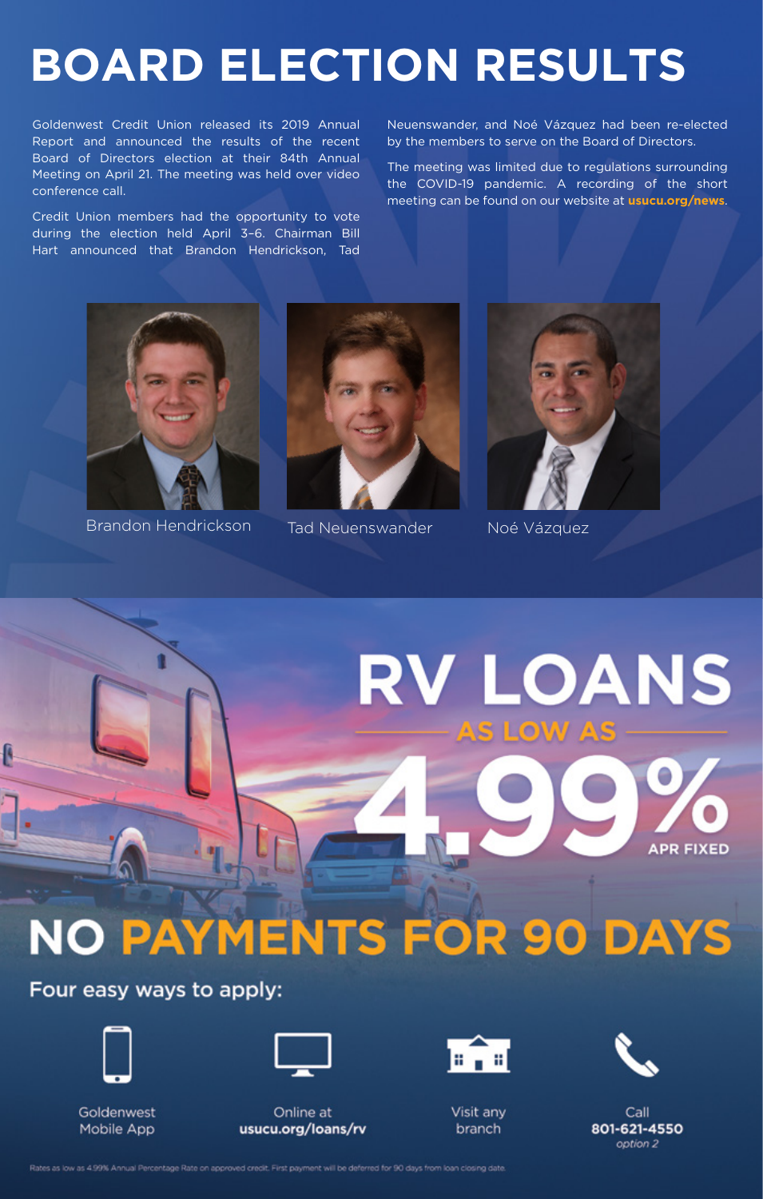# BOARD ELECTION RESULTS

Goldenwest Credit Union released its 2019 Annual Report and announced the results of the recent Board of Directors election at their 84th Annual Meeting on April 21. The meeting was held over video conference call.

Credit Union members had the opportunity to vote during the election held April 3-6. Chairman Bill Hart announced that Brandon Hendrickson, Tad Neuenswander, and Noé Vázquez had been re-elected by the members to serve on the Board of Directors.

The meeting was limited due to regulations surrounding the COVID-19 pandemic. A recording of the short meeting can be found on our website at **usucu.org/news**.

Brandon Hendrickson

Tad Neuenswander

Noé Vázquez

# RV LOANS

AS LOW AS

4.99% APR FIXED

## NO PAYMENTS FOR 90 DAYS

Four easy ways to apply:

- Goldenwest Mobile App
- Online at **usucu.org/loans/rv**
- Visit any branch
- Call **801-621-4550** *option 2*

Rates as low as 4.99% Annual Percentage Rate on approved credit. First payment will be deferred for 90 days from loan closing date.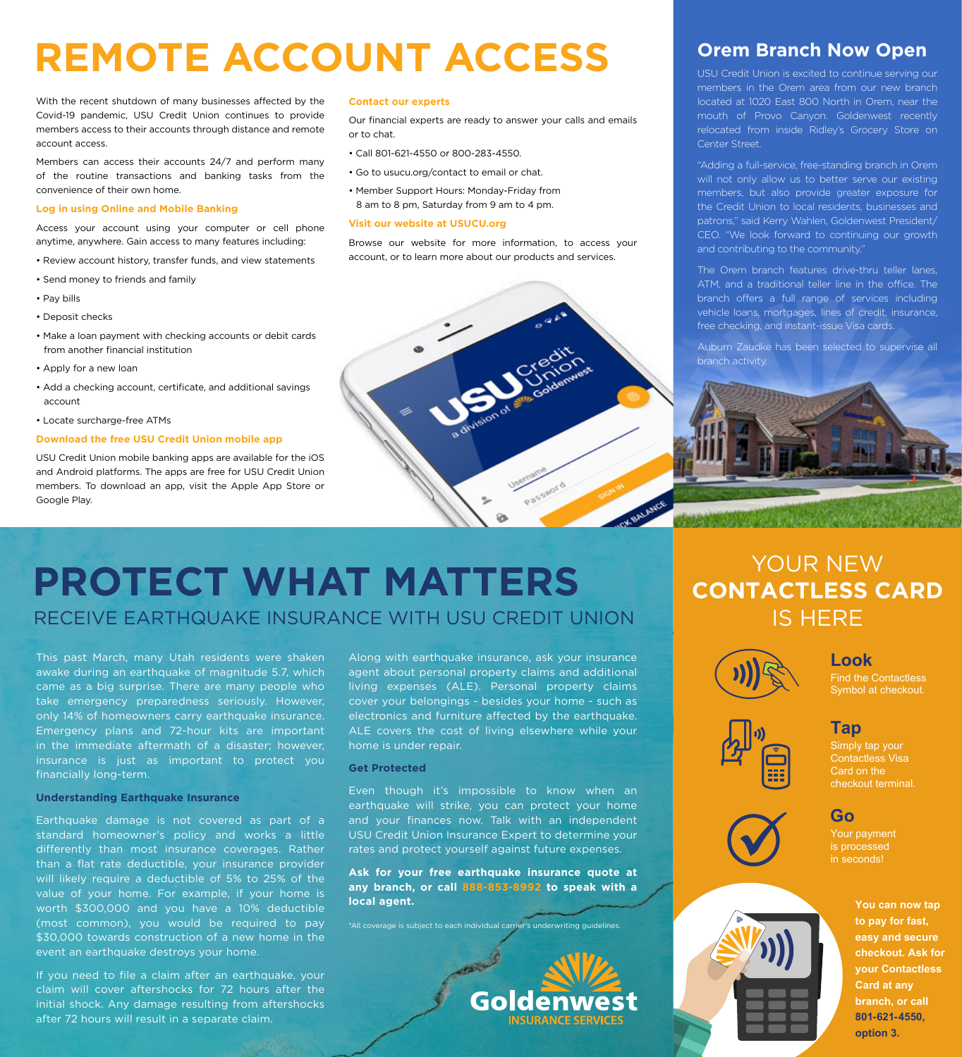# REMOTE ACCOUNT ACCESS

With the recent shutdown of many businesses affected by the Covid-19 pandemic, USU Credit Union continues to provide members access to their accounts through distance and remote account access.

Members can access their accounts 24/7 and perform many of the routine transactions and banking tasks from the convenience of their own home.

### Log in using Online and Mobile Banking

Access your account using your computer or cell phone anytime, anywhere. Gain access to many features including:

- Review account history, transfer funds, and view statements
- Send money to friends and family
- Pay bills
- Deposit checks
- Make a loan payment with checking accounts or debit cards from another financial institution
- Apply for a new loan
- Add a checking account, certificate, and additional savings account
- Locate surcharge-free ATMs

### Download the free USU Credit Union mobile app

USU Credit Union mobile banking apps are available for the iOS and Android platforms. The apps are free for USU Credit Union members. To download an app, visit the Apple App Store or Google Play.

### Contact our experts

Our financial experts are ready to answer your calls and emails or to chat.

- Call 801-621-4550 or 800-283-4550.
- Go to usucu.org/contact to email or chat.
- Member Support Hours: Monday-Friday from 8 am to 8 pm, Saturday from 9 am to 4 pm.

### Visit our website at USUCU.org

Browse our website for more information, to access your account, or to learn more about our products and services.

## Orem Branch Now Open

USU Credit Union is excited to continue serving our members in the Orem area from our new branch located at 1020 East 800 North in Orem, near the mouth of Provo Canyon. Goldenwest recently relocated from inside Ridley's Grocery Store on Center Street.

"Adding a full-service, free-standing branch in Orem will not only allow us to better serve our existing members, but also provide greater exposure for the Credit Union to local residents, businesses and patrons," said Kerry Wahlen, Goldenwest President/CEO. "We look forward to continuing our growth and contributing to the community."

The Orem branch features drive-thru teller lanes, ATM, and a traditional teller line in the office. The branch offers a full range of services including vehicle loans, mortgages, lines of credit, insurance, free checking, and instant-issue Visa cards.

Auburn Zaudke has been selected to supervise all branch activity.

# PROTECT WHAT MATTERS

## RECEIVE EARTHQUAKE INSURANCE WITH USU CREDIT UNION

This past March, many Utah residents were shaken awake during an earthquake of magnitude 5.7, which came as a big surprise. There are many people who take emergency preparedness seriously. However, only 14% of homeowners carry earthquake insurance. Emergency plans and 72-hour kits are important in the immediate aftermath of a disaster; however, insurance is just as important to protect you financially long-term.

### Understanding Earthquake Insurance

Earthquake damage is not covered as part of a standard homeowner's policy and works a little differently than most insurance coverages. Rather than a flat rate deductible, your insurance provider will likely require a deductible of 5% to 25% of the value of your home. For example, if your home is worth $300,000 and you have a 10% deductible (most common), you would be required to pay $30,000 towards construction of a new home in the event an earthquake destroys your home.

If you need to file a claim after an earthquake, your claim will cover aftershocks for 72 hours after the initial shock. Any damage resulting from aftershocks after 72 hours will result in a separate claim.

Along with earthquake insurance, ask your insurance agent about personal property claims and additional living expenses (ALE). Personal property claims cover your belongings - besides your home - such as electronics and furniture affected by the earthquake. ALE covers the cost of living elsewhere while your home is under repair.

### Get Protected

Even though it's impossible to know when an earthquake will strike, you can protect your home and your finances now. Talk with an independent USU Credit Union Insurance Expert to determine your rates and protect yourself against future expenses.

**Ask for your free earthquake insurance quote at any branch, or call 888-853-8992 to speak with a local agent.**

*All coverage is subject to each individual carrier's underwriting guidelines.

Goldenwest INSURANCE SERVICES

## YOUR NEW CONTACTLESS CARD IS HERE

**Look**
Find the Contactless Symbol at checkout.

**Tap**
Simply tap your Contactless Visa Card on the checkout terminal.

**Go**
Your payment is processed in seconds!

**You can now tap to pay for fast, easy and secure checkout. Ask for your Contactless Card at any branch, or call 801-621-4550, option 3.**